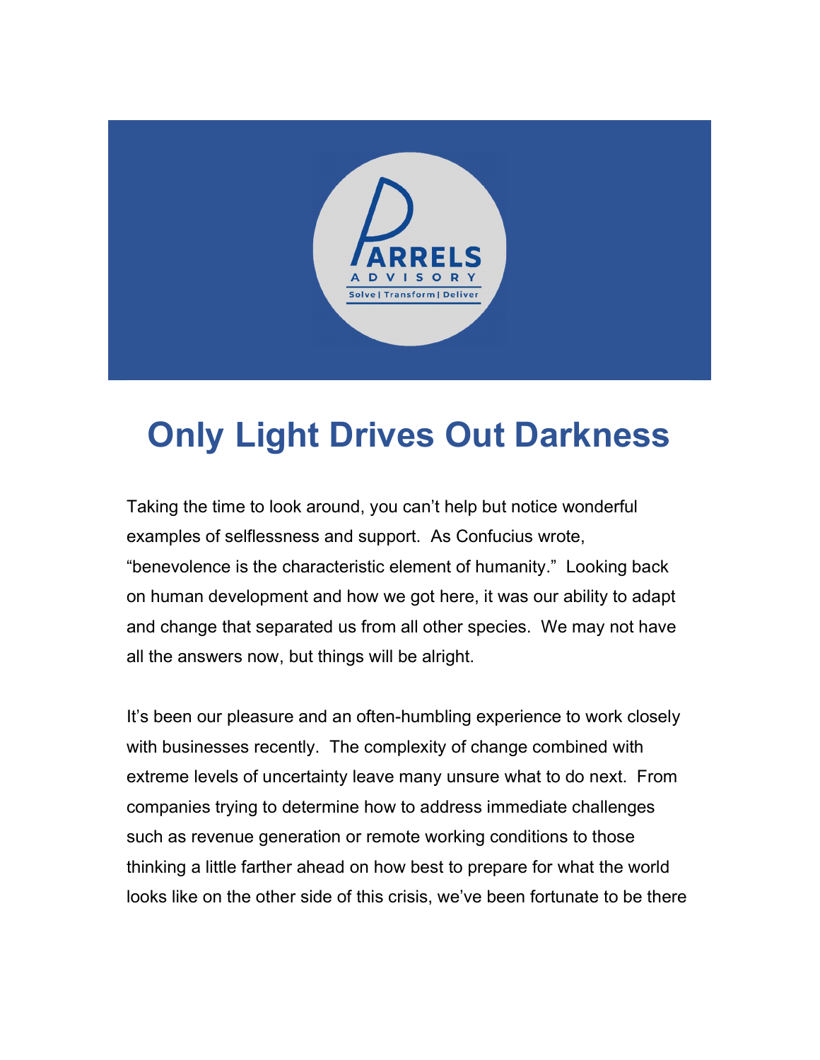# Only Light Drives Out Darkness

Taking the time to look around, you can't help but notice wonderful examples of selflessness and support. As Confucius wrote, "benevolence is the characteristic element of humanity." Looking back on human development and how we got here, it was our ability to adapt and change that separated us from all other species. We may not have all the answers now, but things will be alright.

It's been our pleasure and an often-humbling experience to work closely with businesses recently. The complexity of change combined with extreme levels of uncertainty leave many unsure what to do next. From companies trying to determine how to address immediate challenges such as revenue generation or remote working conditions to those thinking a little farther ahead on how best to prepare for what the world looks like on the other side of this crisis, we've been fortunate to be there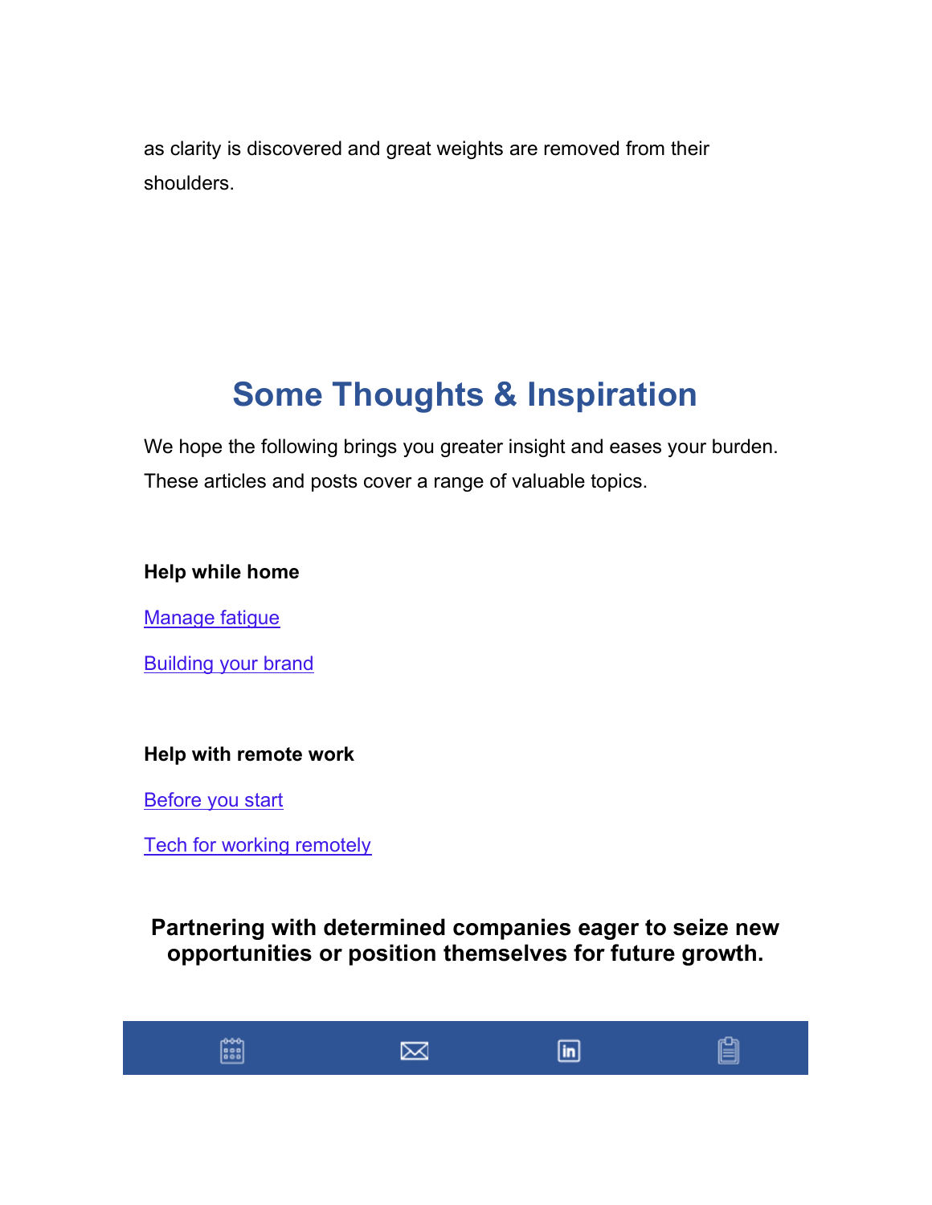as clarity is discovered and great weights are removed from their shoulders.

## Some Thoughts & Inspiration

We hope the following brings you greater insight and eases your burden. These articles and posts cover a range of valuable topics.

**Help while home**

Manage fatigue

Building your brand

**Help with remote work**

Before you start

Tech for working remotely

**Partnering with determined companies eager to seize new opportunities or position themselves for future growth.**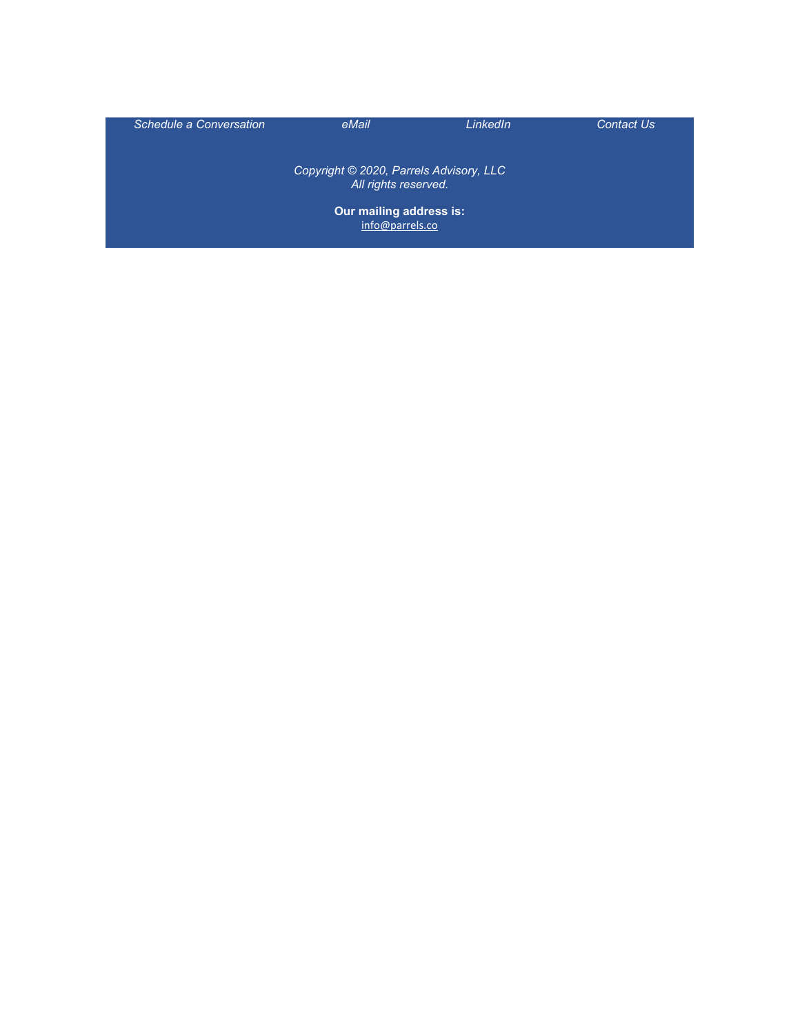*Schedule a Conversation* *eMail* *LinkedIn* *Contact Us*

*Copyright © 2020, Parrels Advisory, LLC*
*All rights reserved.*

**Our mailing address is:**
info@parrels.co